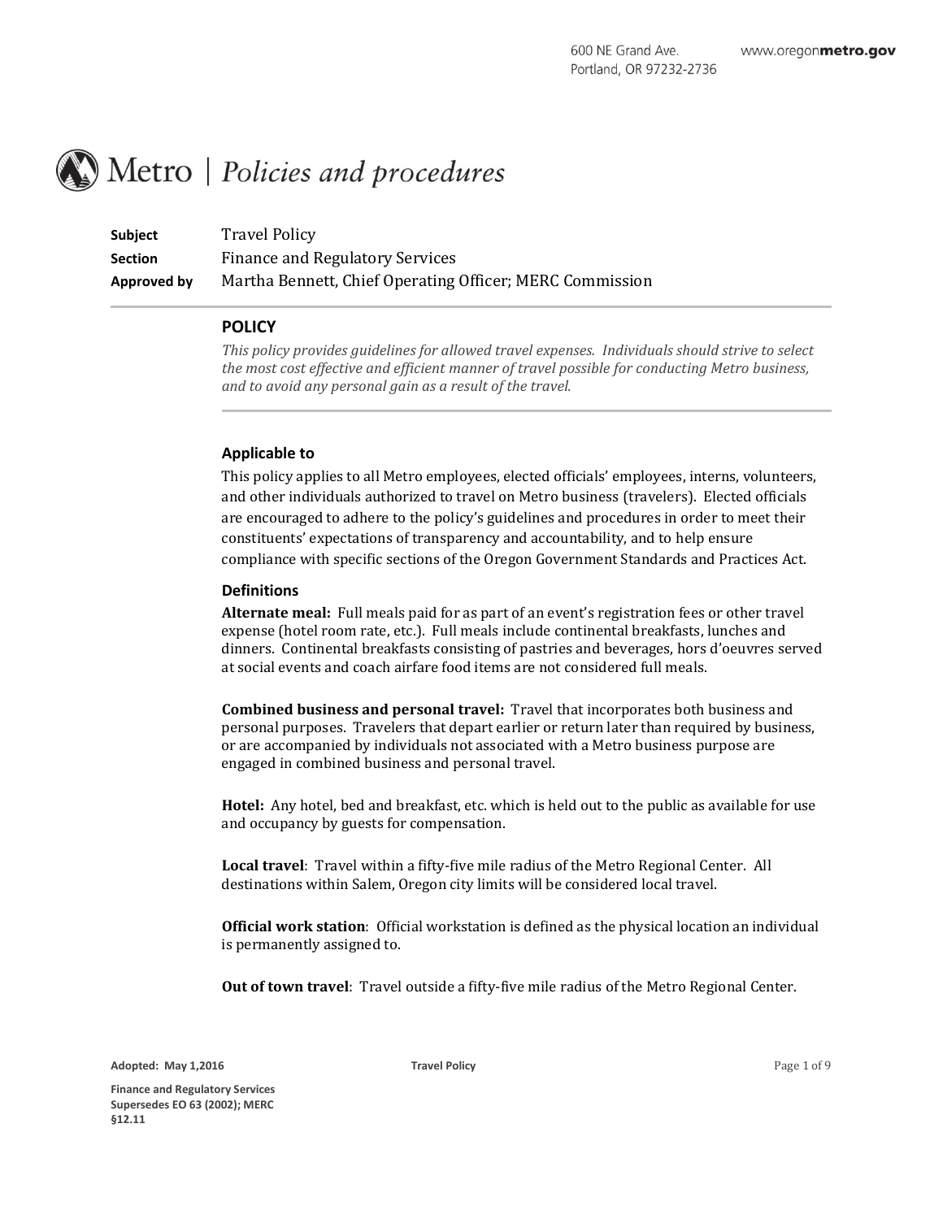600 NE Grand Ave.
Portland, OR 97232-2736

www.oregonmetro.gov

# Metro | *Policies and procedures*

**Subject** Travel Policy
**Section** Finance and Regulatory Services
**Approved by** Martha Bennett, Chief Operating Officer; MERC Commission

## POLICY

*This policy provides guidelines for allowed travel expenses. Individuals should strive to select the most cost effective and efficient manner of travel possible for conducting Metro business, and to avoid any personal gain as a result of the travel.*

### Applicable to

This policy applies to all Metro employees, elected officials' employees, interns, volunteers, and other individuals authorized to travel on Metro business (travelers). Elected officials are encouraged to adhere to the policy's guidelines and procedures in order to meet their constituents' expectations of transparency and accountability, and to help ensure compliance with specific sections of the Oregon Government Standards and Practices Act.

### Definitions

**Alternate meal:** Full meals paid for as part of an event's registration fees or other travel expense (hotel room rate, etc.). Full meals include continental breakfasts, lunches and dinners. Continental breakfasts consisting of pastries and beverages, hors d'oeuvres served at social events and coach airfare food items are not considered full meals.

**Combined business and personal travel:** Travel that incorporates both business and personal purposes. Travelers that depart earlier or return later than required by business, or are accompanied by individuals not associated with a Metro business purpose are engaged in combined business and personal travel.

**Hotel:** Any hotel, bed and breakfast, etc. which is held out to the public as available for use and occupancy by guests for compensation.

**Local travel**: Travel within a fifty-five mile radius of the Metro Regional Center. All destinations within Salem, Oregon city limits will be considered local travel.

**Official work station**: Official workstation is defined as the physical location an individual is permanently assigned to.

**Out of town travel**: Travel outside a fifty-five mile radius of the Metro Regional Center.

Adopted: May 1,2016

Finance and Regulatory Services
Supersedes EO 63 (2002); MERC §12.11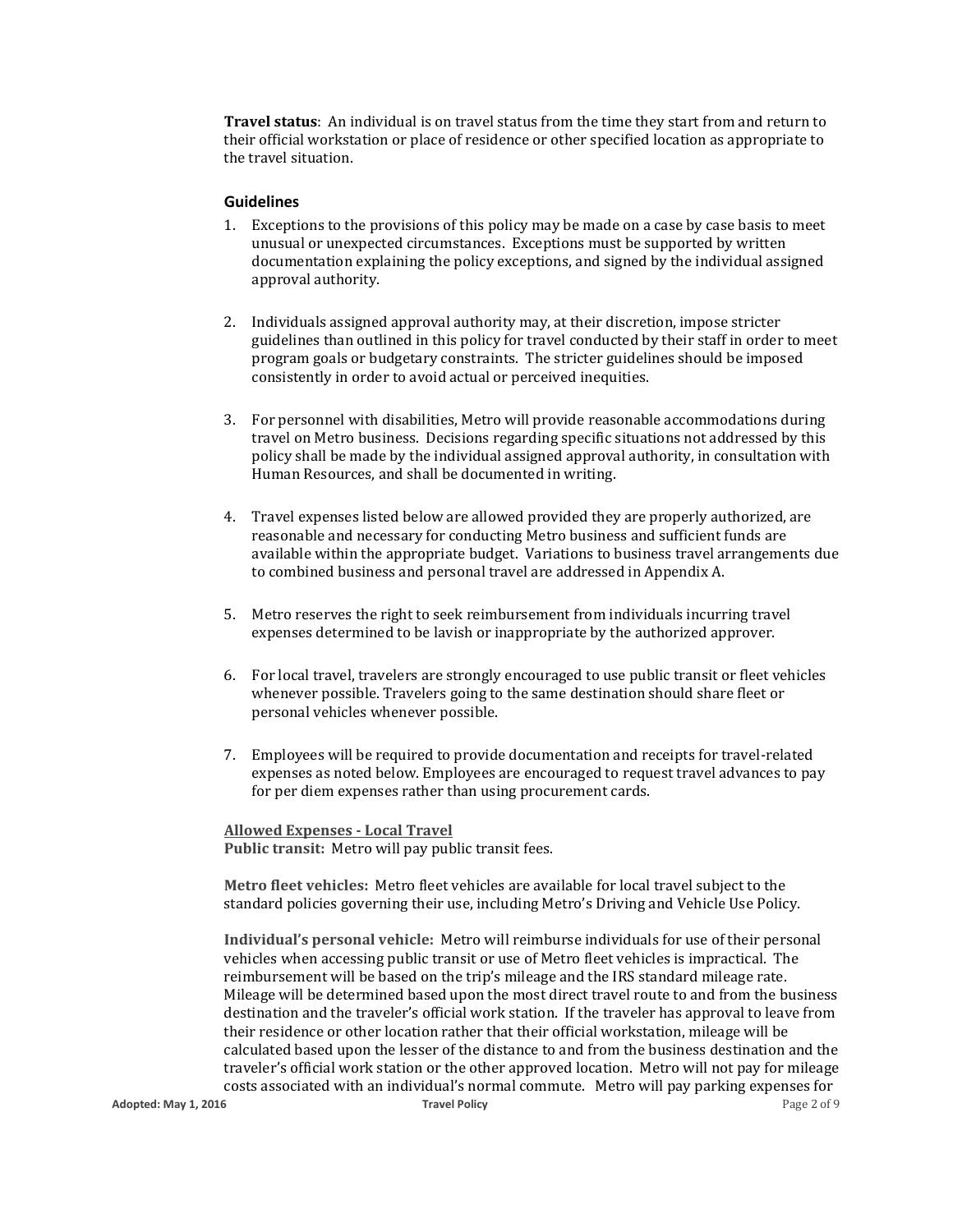**Travel status**: An individual is on travel status from the time they start from and return to their official workstation or place of residence or other specified location as appropriate to the travel situation.

## Guidelines

1. Exceptions to the provisions of this policy may be made on a case by case basis to meet unusual or unexpected circumstances. Exceptions must be supported by written documentation explaining the policy exceptions, and signed by the individual assigned approval authority.

2. Individuals assigned approval authority may, at their discretion, impose stricter guidelines than outlined in this policy for travel conducted by their staff in order to meet program goals or budgetary constraints. The stricter guidelines should be imposed consistently in order to avoid actual or perceived inequities.

3. For personnel with disabilities, Metro will provide reasonable accommodations during travel on Metro business. Decisions regarding specific situations not addressed by this policy shall be made by the individual assigned approval authority, in consultation with Human Resources, and shall be documented in writing.

4. Travel expenses listed below are allowed provided they are properly authorized, are reasonable and necessary for conducting Metro business and sufficient funds are available within the appropriate budget. Variations to business travel arrangements due to combined business and personal travel are addressed in Appendix A.

5. Metro reserves the right to seek reimbursement from individuals incurring travel expenses determined to be lavish or inappropriate by the authorized approver.

6. For local travel, travelers are strongly encouraged to use public transit or fleet vehicles whenever possible. Travelers going to the same destination should share fleet or personal vehicles whenever possible.

7. Employees will be required to provide documentation and receipts for travel-related expenses as noted below. Employees are encouraged to request travel advances to pay for per diem expenses rather than using procurement cards.

**Allowed Expenses - Local Travel**

**Public transit:** Metro will pay public transit fees.

**Metro fleet vehicles:** Metro fleet vehicles are available for local travel subject to the standard policies governing their use, including Metro's Driving and Vehicle Use Policy.

**Individual's personal vehicle:** Metro will reimburse individuals for use of their personal vehicles when accessing public transit or use of Metro fleet vehicles is impractical. The reimbursement will be based on the trip's mileage and the IRS standard mileage rate. Mileage will be determined based upon the most direct travel route to and from the business destination and the traveler's official work station. If the traveler has approval to leave from their residence or other location rather that their official workstation, mileage will be calculated based upon the lesser of the distance to and from the business destination and the traveler's official work station or the other approved location. Metro will not pay for mileage costs associated with an individual's normal commute. Metro will pay parking expenses for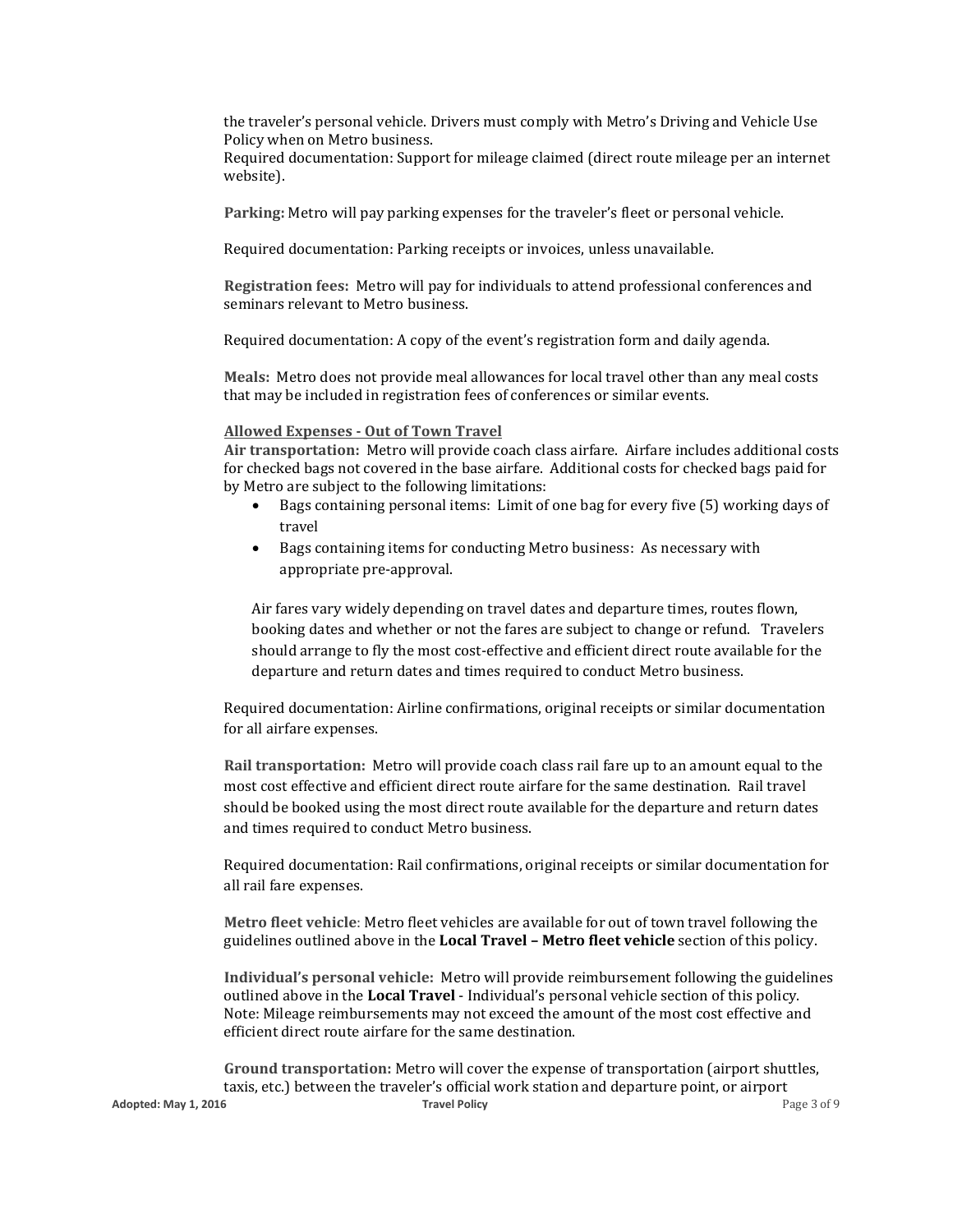the traveler's personal vehicle. Drivers must comply with Metro's Driving and Vehicle Use Policy when on Metro business.
Required documentation: Support for mileage claimed (direct route mileage per an internet website).

**Parking:** Metro will pay parking expenses for the traveler's fleet or personal vehicle.

Required documentation: Parking receipts or invoices, unless unavailable.

**Registration fees:** Metro will pay for individuals to attend professional conferences and seminars relevant to Metro business.

Required documentation: A copy of the event's registration form and daily agenda.

**Meals:** Metro does not provide meal allowances for local travel other than any meal costs that may be included in registration fees of conferences or similar events.

**Allowed Expenses - Out of Town Travel**

**Air transportation:** Metro will provide coach class airfare. Airfare includes additional costs for checked bags not covered in the base airfare. Additional costs for checked bags paid for by Metro are subject to the following limitations:

- Bags containing personal items: Limit of one bag for every five (5) working days of travel
- Bags containing items for conducting Metro business: As necessary with appropriate pre-approval.

Air fares vary widely depending on travel dates and departure times, routes flown, booking dates and whether or not the fares are subject to change or refund. Travelers should arrange to fly the most cost-effective and efficient direct route available for the departure and return dates and times required to conduct Metro business.

Required documentation: Airline confirmations, original receipts or similar documentation for all airfare expenses.

**Rail transportation:** Metro will provide coach class rail fare up to an amount equal to the most cost effective and efficient direct route airfare for the same destination. Rail travel should be booked using the most direct route available for the departure and return dates and times required to conduct Metro business.

Required documentation: Rail confirmations, original receipts or similar documentation for all rail fare expenses.

**Metro fleet vehicle**: Metro fleet vehicles are available for out of town travel following the guidelines outlined above in the **Local Travel – Metro fleet vehicle** section of this policy.

**Individual's personal vehicle:** Metro will provide reimbursement following the guidelines outlined above in the **Local Travel** - Individual's personal vehicle section of this policy. Note: Mileage reimbursements may not exceed the amount of the most cost effective and efficient direct route airfare for the same destination.

**Ground transportation:** Metro will cover the expense of transportation (airport shuttles, taxis, etc.) between the traveler's official work station and departure point, or airport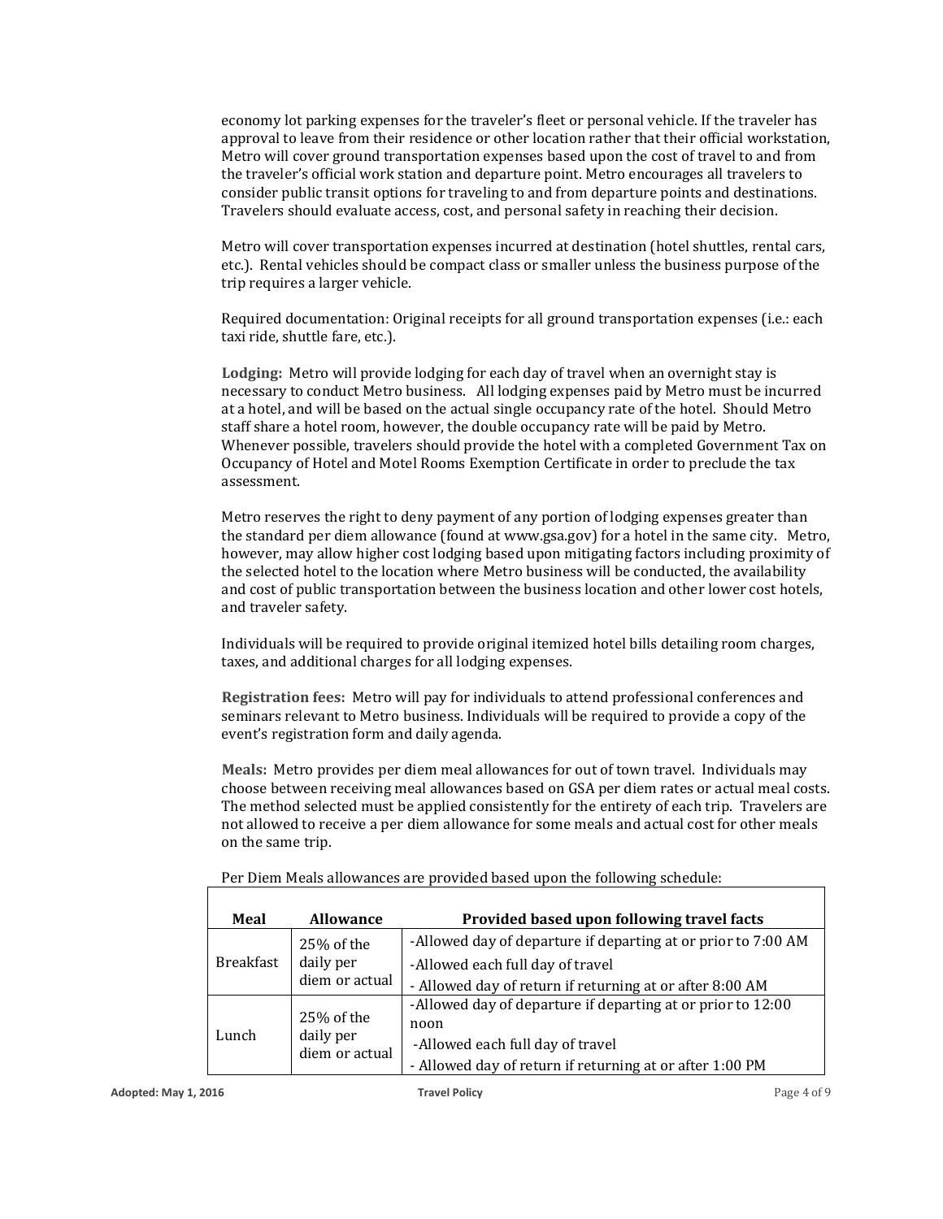economy lot parking expenses for the traveler's fleet or personal vehicle. If the traveler has approval to leave from their residence or other location rather that their official workstation, Metro will cover ground transportation expenses based upon the cost of travel to and from the traveler's official work station and departure point. Metro encourages all travelers to consider public transit options for traveling to and from departure points and destinations. Travelers should evaluate access, cost, and personal safety in reaching their decision.

Metro will cover transportation expenses incurred at destination (hotel shuttles, rental cars, etc.). Rental vehicles should be compact class or smaller unless the business purpose of the trip requires a larger vehicle.

Required documentation: Original receipts for all ground transportation expenses (i.e.: each taxi ride, shuttle fare, etc.).

**Lodging:** Metro will provide lodging for each day of travel when an overnight stay is necessary to conduct Metro business. All lodging expenses paid by Metro must be incurred at a hotel, and will be based on the actual single occupancy rate of the hotel. Should Metro staff share a hotel room, however, the double occupancy rate will be paid by Metro. Whenever possible, travelers should provide the hotel with a completed Government Tax on Occupancy of Hotel and Motel Rooms Exemption Certificate in order to preclude the tax assessment.

Metro reserves the right to deny payment of any portion of lodging expenses greater than the standard per diem allowance (found at www.gsa.gov) for a hotel in the same city. Metro, however, may allow higher cost lodging based upon mitigating factors including proximity of the selected hotel to the location where Metro business will be conducted, the availability and cost of public transportation between the business location and other lower cost hotels, and traveler safety.

Individuals will be required to provide original itemized hotel bills detailing room charges, taxes, and additional charges for all lodging expenses.

**Registration fees:** Metro will pay for individuals to attend professional conferences and seminars relevant to Metro business. Individuals will be required to provide a copy of the event's registration form and daily agenda.

**Meals:** Metro provides per diem meal allowances for out of town travel. Individuals may choose between receiving meal allowances based on GSA per diem rates or actual meal costs. The method selected must be applied consistently for the entirety of each trip. Travelers are not allowed to receive a per diem allowance for some meals and actual cost for other meals on the same trip.

Per Diem Meals allowances are provided based upon the following schedule:

| Meal | Allowance | Provided based upon following travel facts |
|---|---|---|
| Breakfast | 25% of the daily per diem or actual | -Allowed day of departure if departing at or prior to 7:00 AM<br>-Allowed each full day of travel<br>- Allowed day of return if returning at or after 8:00 AM |
| Lunch | 25% of the daily per diem or actual | -Allowed day of departure if departing at or prior to 12:00 noon<br>-Allowed each full day of travel<br>- Allowed day of return if returning at or after 1:00 PM |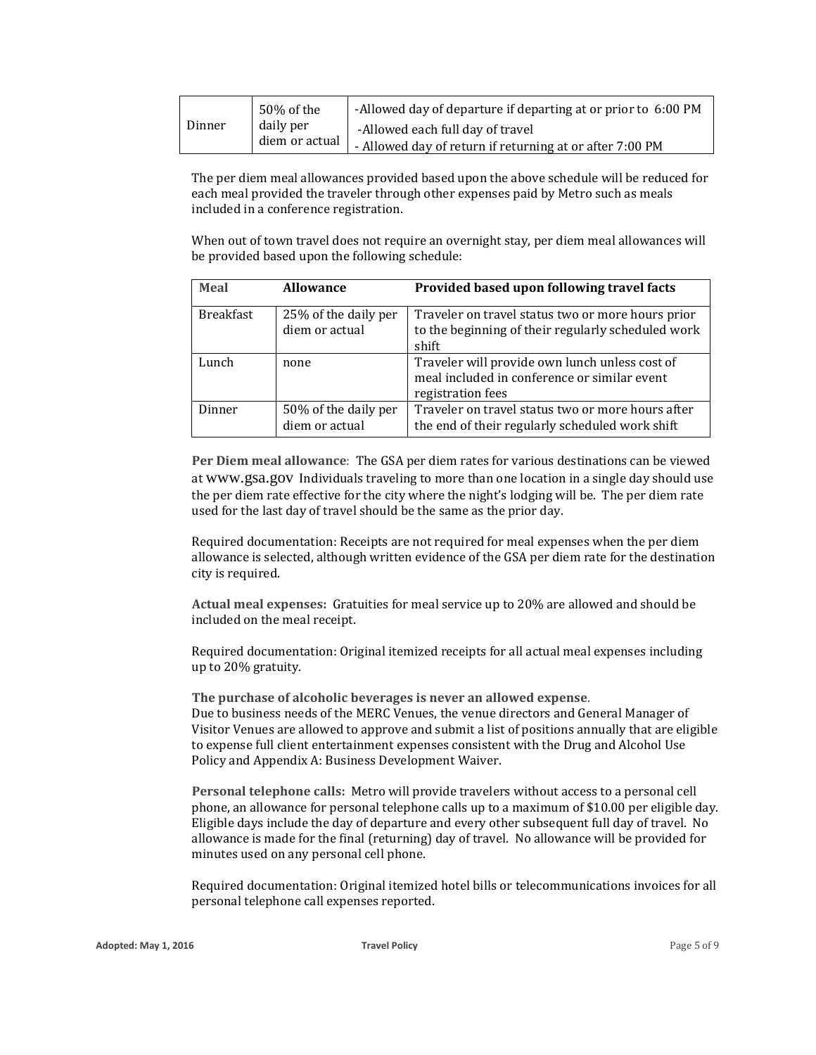| Dinner | 50% of the daily per diem or actual | -Allowed day of departure if departing at or prior to 6:00 PM<br>-Allowed each full day of travel<br>- Allowed day of return if returning at or after 7:00 PM |
|---|---|---|

The per diem meal allowances provided based upon the above schedule will be reduced for each meal provided the traveler through other expenses paid by Metro such as meals included in a conference registration.

When out of town travel does not require an overnight stay, per diem meal allowances will be provided based upon the following schedule:

| Meal | Allowance | Provided based upon following travel facts |
|---|---|---|
| Breakfast | 25% of the daily per diem or actual | Traveler on travel status two or more hours prior to the beginning of their regularly scheduled work shift |
| Lunch | none | Traveler will provide own lunch unless cost of meal included in conference or similar event registration fees |
| Dinner | 50% of the daily per diem or actual | Traveler on travel status two or more hours after the end of their regularly scheduled work shift |

**Per Diem meal allowance**: The GSA per diem rates for various destinations can be viewed at www.gsa.gov Individuals traveling to more than one location in a single day should use the per diem rate effective for the city where the night's lodging will be. The per diem rate used for the last day of travel should be the same as the prior day.

Required documentation: Receipts are not required for meal expenses when the per diem allowance is selected, although written evidence of the GSA per diem rate for the destination city is required.

**Actual meal expenses:** Gratuities for meal service up to 20% are allowed and should be included on the meal receipt.

Required documentation: Original itemized receipts for all actual meal expenses including up to 20% gratuity.

**The purchase of alcoholic beverages is never an allowed expense**.
Due to business needs of the MERC Venues, the venue directors and General Manager of Visitor Venues are allowed to approve and submit a list of positions annually that are eligible to expense full client entertainment expenses consistent with the Drug and Alcohol Use Policy and Appendix A: Business Development Waiver.

**Personal telephone calls:** Metro will provide travelers without access to a personal cell phone, an allowance for personal telephone calls up to a maximum of $10.00 per eligible day. Eligible days include the day of departure and every other subsequent full day of travel. No allowance is made for the final (returning) day of travel. No allowance will be provided for minutes used on any personal cell phone.

Required documentation: Original itemized hotel bills or telecommunications invoices for all personal telephone call expenses reported.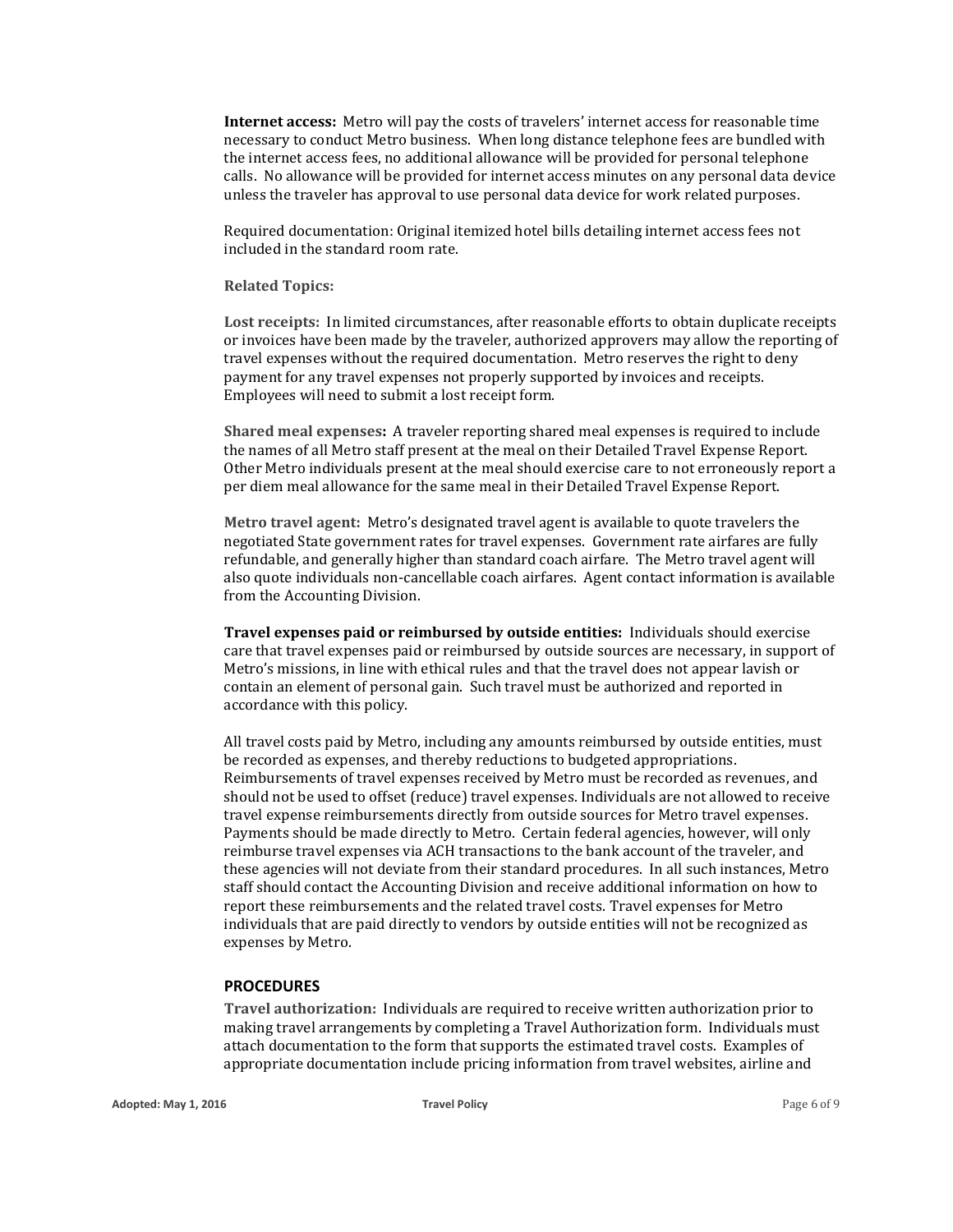**Internet access:** Metro will pay the costs of travelers' internet access for reasonable time necessary to conduct Metro business. When long distance telephone fees are bundled with the internet access fees, no additional allowance will be provided for personal telephone calls. No allowance will be provided for internet access minutes on any personal data device unless the traveler has approval to use personal data device for work related purposes.

Required documentation: Original itemized hotel bills detailing internet access fees not included in the standard room rate.

**Related Topics:**

**Lost receipts:** In limited circumstances, after reasonable efforts to obtain duplicate receipts or invoices have been made by the traveler, authorized approvers may allow the reporting of travel expenses without the required documentation. Metro reserves the right to deny payment for any travel expenses not properly supported by invoices and receipts. Employees will need to submit a lost receipt form.

**Shared meal expenses:** A traveler reporting shared meal expenses is required to include the names of all Metro staff present at the meal on their Detailed Travel Expense Report. Other Metro individuals present at the meal should exercise care to not erroneously report a per diem meal allowance for the same meal in their Detailed Travel Expense Report.

**Metro travel agent:** Metro's designated travel agent is available to quote travelers the negotiated State government rates for travel expenses. Government rate airfares are fully refundable, and generally higher than standard coach airfare. The Metro travel agent will also quote individuals non-cancellable coach airfares. Agent contact information is available from the Accounting Division.

**Travel expenses paid or reimbursed by outside entities:** Individuals should exercise care that travel expenses paid or reimbursed by outside sources are necessary, in support of Metro's missions, in line with ethical rules and that the travel does not appear lavish or contain an element of personal gain. Such travel must be authorized and reported in accordance with this policy.

All travel costs paid by Metro, including any amounts reimbursed by outside entities, must be recorded as expenses, and thereby reductions to budgeted appropriations. Reimbursements of travel expenses received by Metro must be recorded as revenues, and should not be used to offset (reduce) travel expenses. Individuals are not allowed to receive travel expense reimbursements directly from outside sources for Metro travel expenses. Payments should be made directly to Metro. Certain federal agencies, however, will only reimburse travel expenses via ACH transactions to the bank account of the traveler, and these agencies will not deviate from their standard procedures. In all such instances, Metro staff should contact the Accounting Division and receive additional information on how to report these reimbursements and the related travel costs. Travel expenses for Metro individuals that are paid directly to vendors by outside entities will not be recognized as expenses by Metro.

## PROCEDURES

**Travel authorization:** Individuals are required to receive written authorization prior to making travel arrangements by completing a Travel Authorization form. Individuals must attach documentation to the form that supports the estimated travel costs. Examples of appropriate documentation include pricing information from travel websites, airline and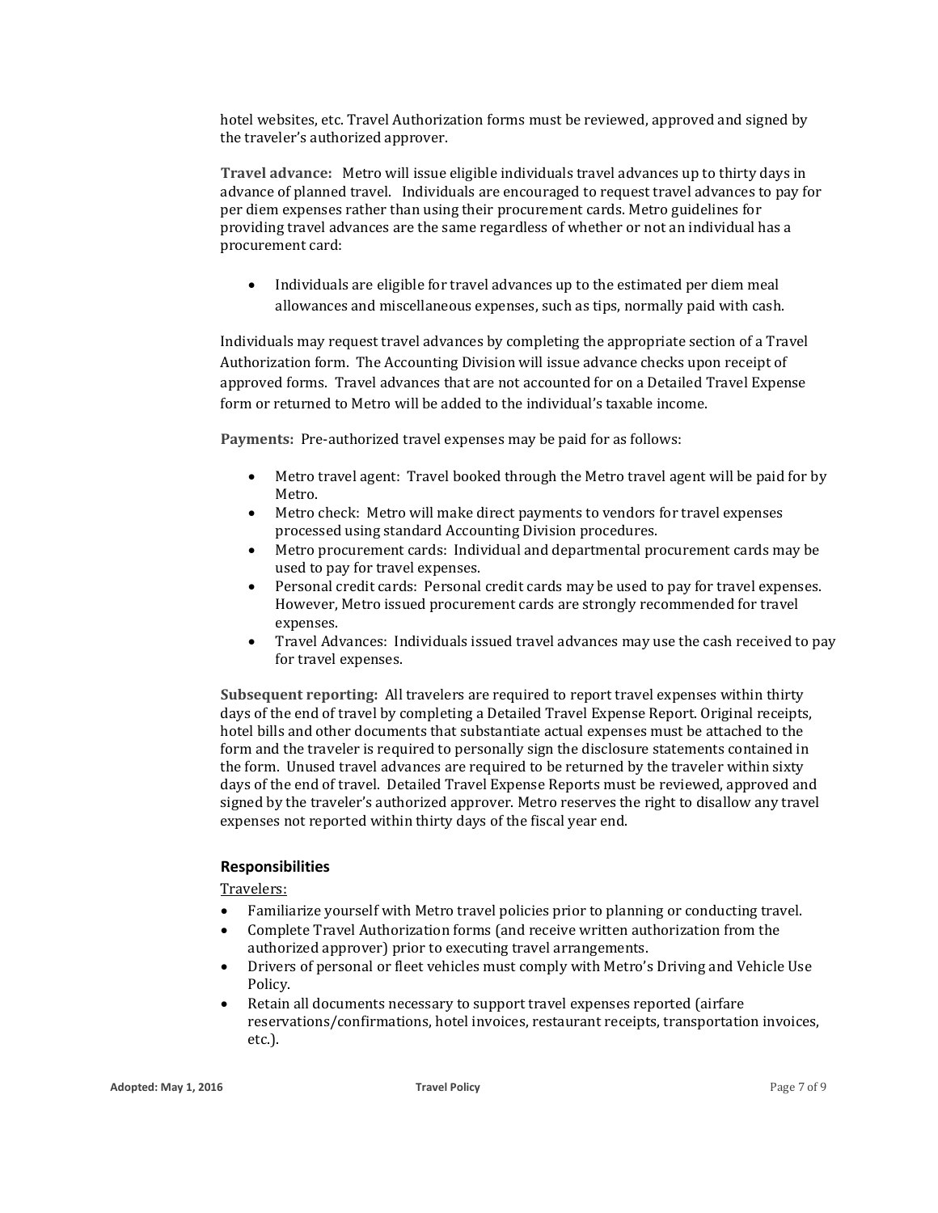hotel websites, etc. Travel Authorization forms must be reviewed, approved and signed by the traveler's authorized approver.

**Travel advance:** Metro will issue eligible individuals travel advances up to thirty days in advance of planned travel. Individuals are encouraged to request travel advances to pay for per diem expenses rather than using their procurement cards. Metro guidelines for providing travel advances are the same regardless of whether or not an individual has a procurement card:

- Individuals are eligible for travel advances up to the estimated per diem meal allowances and miscellaneous expenses, such as tips, normally paid with cash.

Individuals may request travel advances by completing the appropriate section of a Travel Authorization form. The Accounting Division will issue advance checks upon receipt of approved forms. Travel advances that are not accounted for on a Detailed Travel Expense form or returned to Metro will be added to the individual's taxable income.

**Payments:** Pre-authorized travel expenses may be paid for as follows:

- Metro travel agent: Travel booked through the Metro travel agent will be paid for by Metro.
- Metro check: Metro will make direct payments to vendors for travel expenses processed using standard Accounting Division procedures.
- Metro procurement cards: Individual and departmental procurement cards may be used to pay for travel expenses.
- Personal credit cards: Personal credit cards may be used to pay for travel expenses. However, Metro issued procurement cards are strongly recommended for travel expenses.
- Travel Advances: Individuals issued travel advances may use the cash received to pay for travel expenses.

**Subsequent reporting:** All travelers are required to report travel expenses within thirty days of the end of travel by completing a Detailed Travel Expense Report. Original receipts, hotel bills and other documents that substantiate actual expenses must be attached to the form and the traveler is required to personally sign the disclosure statements contained in the form. Unused travel advances are required to be returned by the traveler within sixty days of the end of travel. Detailed Travel Expense Reports must be reviewed, approved and signed by the traveler's authorized approver. Metro reserves the right to disallow any travel expenses not reported within thirty days of the fiscal year end.

## Responsibilities

Travelers:

- Familiarize yourself with Metro travel policies prior to planning or conducting travel.
- Complete Travel Authorization forms (and receive written authorization from the authorized approver) prior to executing travel arrangements.
- Drivers of personal or fleet vehicles must comply with Metro's Driving and Vehicle Use Policy.
- Retain all documents necessary to support travel expenses reported (airfare reservations/confirmations, hotel invoices, restaurant receipts, transportation invoices, etc.).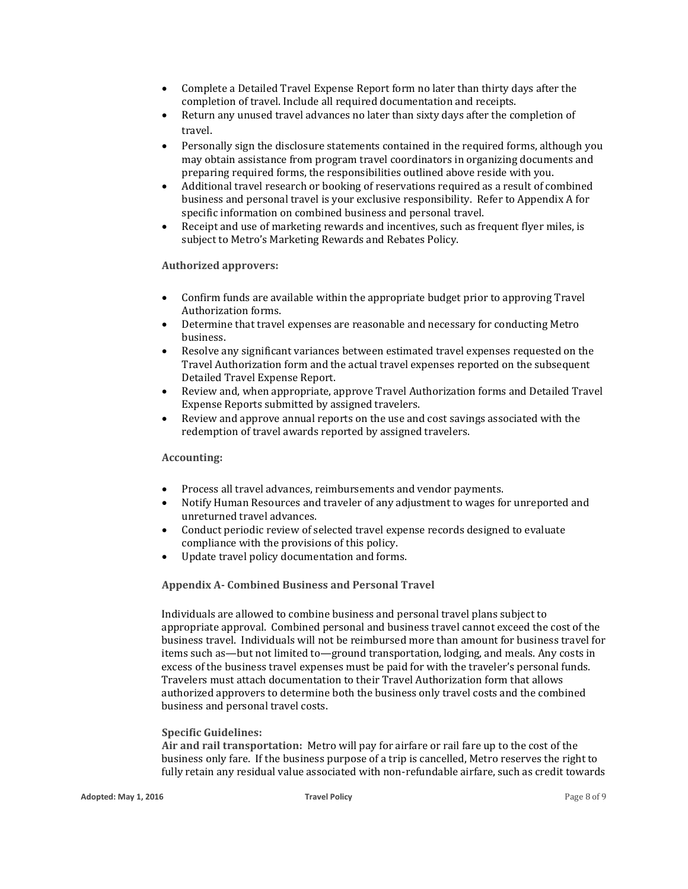- Complete a Detailed Travel Expense Report form no later than thirty days after the completion of travel. Include all required documentation and receipts.
- Return any unused travel advances no later than sixty days after the completion of travel.
- Personally sign the disclosure statements contained in the required forms, although you may obtain assistance from program travel coordinators in organizing documents and preparing required forms, the responsibilities outlined above reside with you.
- Additional travel research or booking of reservations required as a result of combined business and personal travel is your exclusive responsibility. Refer to Appendix A for specific information on combined business and personal travel.
- Receipt and use of marketing rewards and incentives, such as frequent flyer miles, is subject to Metro's Marketing Rewards and Rebates Policy.

**Authorized approvers:**

- Confirm funds are available within the appropriate budget prior to approving Travel Authorization forms.
- Determine that travel expenses are reasonable and necessary for conducting Metro business.
- Resolve any significant variances between estimated travel expenses requested on the Travel Authorization form and the actual travel expenses reported on the subsequent Detailed Travel Expense Report.
- Review and, when appropriate, approve Travel Authorization forms and Detailed Travel Expense Reports submitted by assigned travelers.
- Review and approve annual reports on the use and cost savings associated with the redemption of travel awards reported by assigned travelers.

**Accounting:**

- Process all travel advances, reimbursements and vendor payments.
- Notify Human Resources and traveler of any adjustment to wages for unreported and unreturned travel advances.
- Conduct periodic review of selected travel expense records designed to evaluate compliance with the provisions of this policy.
- Update travel policy documentation and forms.

## Appendix A- Combined Business and Personal Travel

Individuals are allowed to combine business and personal travel plans subject to appropriate approval. Combined personal and business travel cannot exceed the cost of the business travel. Individuals will not be reimbursed more than amount for business travel for items such as—but not limited to—ground transportation, lodging, and meals. Any costs in excess of the business travel expenses must be paid for with the traveler's personal funds. Travelers must attach documentation to their Travel Authorization form that allows authorized approvers to determine both the business only travel costs and the combined business and personal travel costs.

**Specific Guidelines:**

**Air and rail transportation:** Metro will pay for airfare or rail fare up to the cost of the business only fare. If the business purpose of a trip is cancelled, Metro reserves the right to fully retain any residual value associated with non-refundable airfare, such as credit towards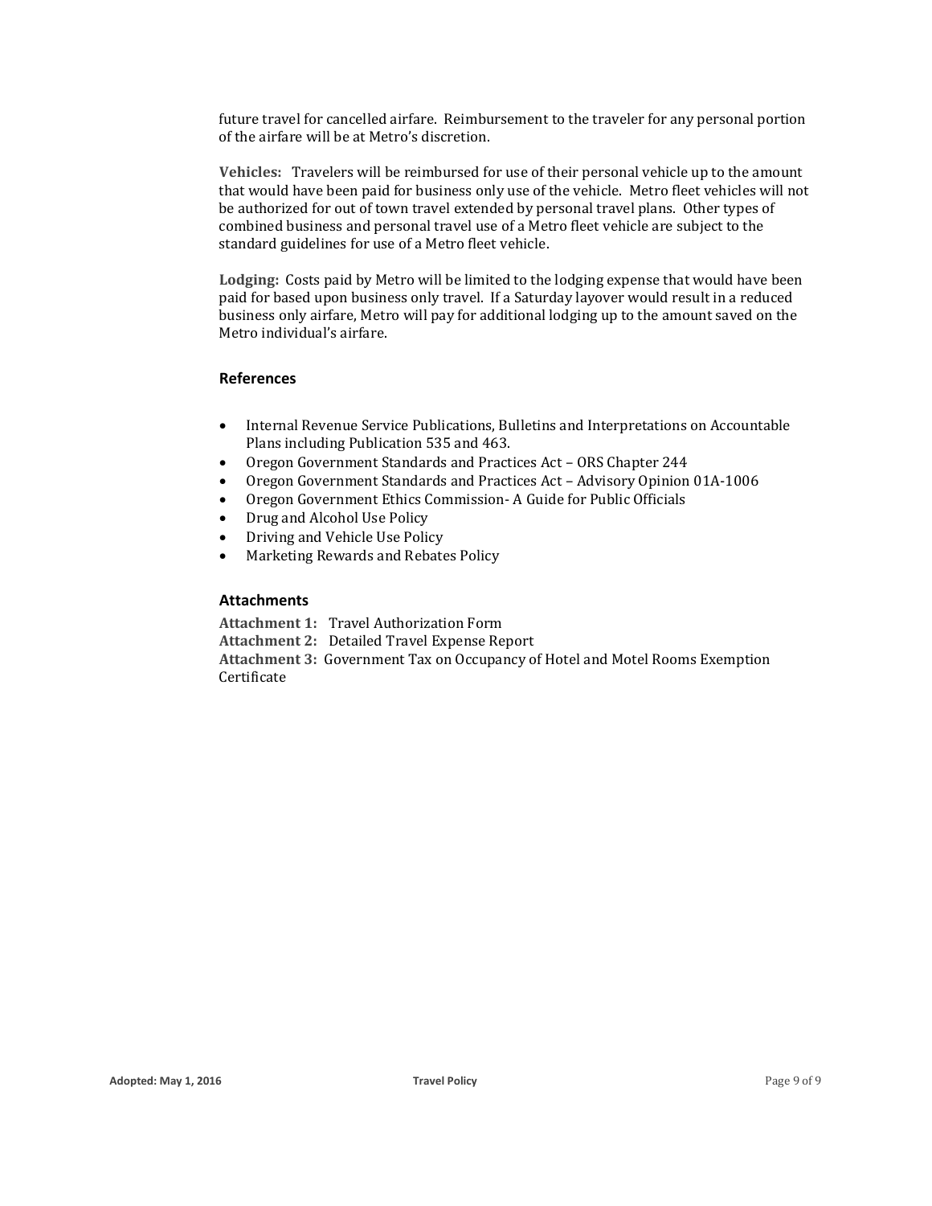future travel for cancelled airfare. Reimbursement to the traveler for any personal portion of the airfare will be at Metro's discretion.

**Vehicles:** Travelers will be reimbursed for use of their personal vehicle up to the amount that would have been paid for business only use of the vehicle. Metro fleet vehicles will not be authorized for out of town travel extended by personal travel plans. Other types of combined business and personal travel use of a Metro fleet vehicle are subject to the standard guidelines for use of a Metro fleet vehicle.

**Lodging:** Costs paid by Metro will be limited to the lodging expense that would have been paid for based upon business only travel. If a Saturday layover would result in a reduced business only airfare, Metro will pay for additional lodging up to the amount saved on the Metro individual's airfare.

## References

- Internal Revenue Service Publications, Bulletins and Interpretations on Accountable Plans including Publication 535 and 463.
- Oregon Government Standards and Practices Act – ORS Chapter 244
- Oregon Government Standards and Practices Act – Advisory Opinion 01A-1006
- Oregon Government Ethics Commission- A Guide for Public Officials
- Drug and Alcohol Use Policy
- Driving and Vehicle Use Policy
- Marketing Rewards and Rebates Policy

## Attachments

**Attachment 1:** Travel Authorization Form
**Attachment 2:** Detailed Travel Expense Report
**Attachment 3:** Government Tax on Occupancy of Hotel and Motel Rooms Exemption Certificate